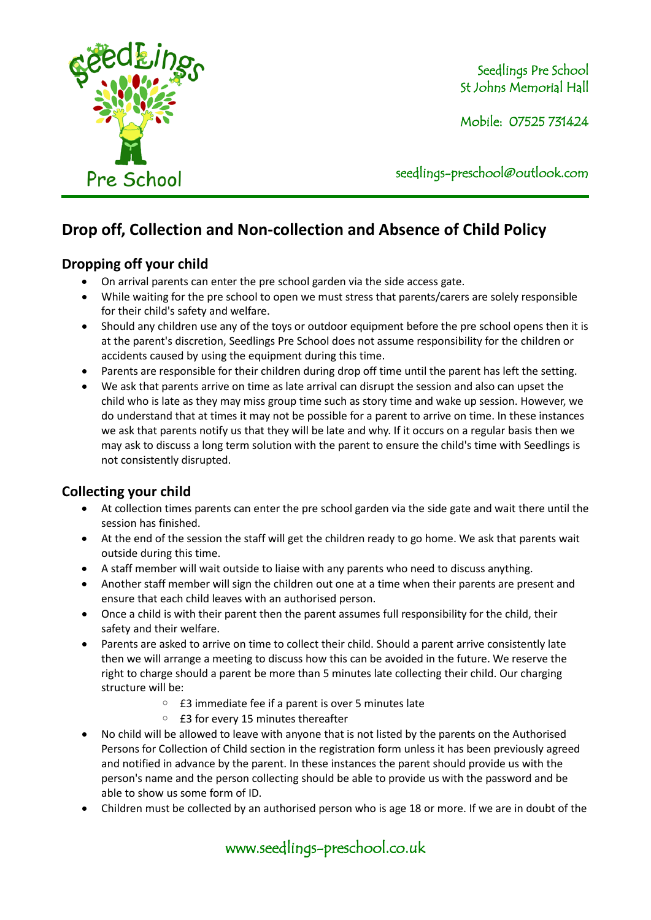Seedlings Pre School
St Johns Memorial Hall

Mobile: 07525 731424

seedlings-preschool@outlook.com

# Drop off, Collection and Non-collection and Absence of Child Policy

## Dropping off your child

- On arrival parents can enter the pre school garden via the side access gate.
- While waiting for the pre school to open we must stress that parents/carers are solely responsible for their child's safety and welfare.
- Should any children use any of the toys or outdoor equipment before the pre school opens then it is at the parent's discretion, Seedlings Pre School does not assume responsibility for the children or accidents caused by using the equipment during this time.
- Parents are responsible for their children during drop off time until the parent has left the setting.
- We ask that parents arrive on time as late arrival can disrupt the session and also can upset the child who is late as they may miss group time such as story time and wake up session. However, we do understand that at times it may not be possible for a parent to arrive on time. In these instances we ask that parents notify us that they will be late and why. If it occurs on a regular basis then we may ask to discuss a long term solution with the parent to ensure the child's time with Seedlings is not consistently disrupted.

## Collecting your child

- At collection times parents can enter the pre school garden via the side gate and wait there until the session has finished.
- At the end of the session the staff will get the children ready to go home. We ask that parents wait outside during this time.
- A staff member will wait outside to liaise with any parents who need to discuss anything.
- Another staff member will sign the children out one at a time when their parents are present and ensure that each child leaves with an authorised person.
- Once a child is with their parent then the parent assumes full responsibility for the child, their safety and their welfare.
- Parents are asked to arrive on time to collect their child. Should a parent arrive consistently late then we will arrange a meeting to discuss how this can be avoided in the future. We reserve the right to charge should a parent be more than 5 minutes late collecting their child. Our charging structure will be:
  - £3 immediate fee if a parent is over 5 minutes late
  - £3 for every 15 minutes thereafter
- No child will be allowed to leave with anyone that is not listed by the parents on the Authorised Persons for Collection of Child section in the registration form unless it has been previously agreed and notified in advance by the parent. In these instances the parent should provide us with the person's name and the person collecting should be able to provide us with the password and be able to show us some form of ID.
- Children must be collected by an authorised person who is age 18 or more. If we are in doubt of the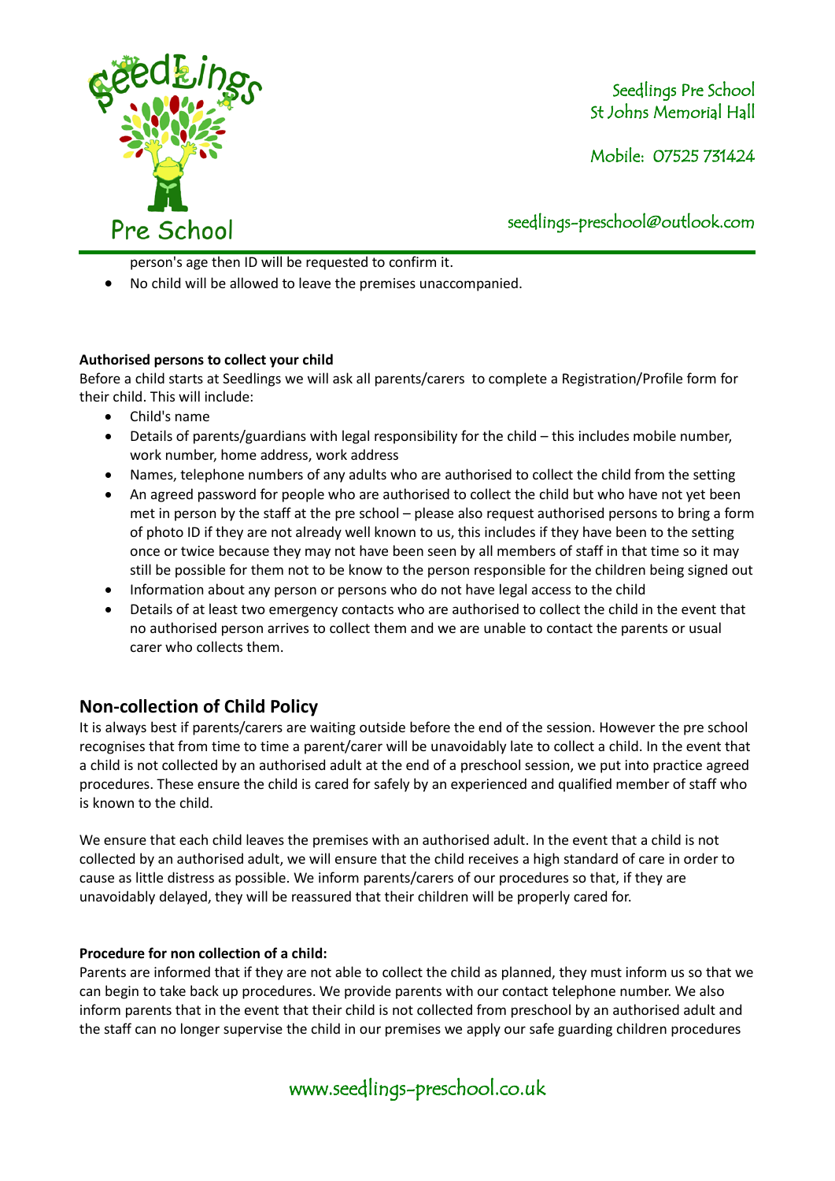person's age then ID will be requested to confirm it.

- No child will be allowed to leave the premises unaccompanied.

**Authorised persons to collect your child**

Before a child starts at Seedlings we will ask all parents/carers to complete a Registration/Profile form for their child. This will include:

- Child's name
- Details of parents/guardians with legal responsibility for the child – this includes mobile number, work number, home address, work address
- Names, telephone numbers of any adults who are authorised to collect the child from the setting
- An agreed password for people who are authorised to collect the child but who have not yet been met in person by the staff at the pre school – please also request authorised persons to bring a form of photo ID if they are not already well known to us, this includes if they have been to the setting once or twice because they may not have been seen by all members of staff in that time so it may still be possible for them not to be know to the person responsible for the children being signed out
- Information about any person or persons who do not have legal access to the child
- Details of at least two emergency contacts who are authorised to collect the child in the event that no authorised person arrives to collect them and we are unable to contact the parents or usual carer who collects them.

## Non-collection of Child Policy

It is always best if parents/carers are waiting outside before the end of the session. However the pre school recognises that from time to time a parent/carer will be unavoidably late to collect a child. In the event that a child is not collected by an authorised adult at the end of a preschool session, we put into practice agreed procedures. These ensure the child is cared for safely by an experienced and qualified member of staff who is known to the child.

We ensure that each child leaves the premises with an authorised adult. In the event that a child is not collected by an authorised adult, we will ensure that the child receives a high standard of care in order to cause as little distress as possible. We inform parents/carers of our procedures so that, if they are unavoidably delayed, they will be reassured that their children will be properly cared for.

**Procedure for non collection of a child:**

Parents are informed that if they are not able to collect the child as planned, they must inform us so that we can begin to take back up procedures. We provide parents with our contact telephone number. We also inform parents that in the event that their child is not collected from preschool by an authorised adult and the staff can no longer supervise the child in our premises we apply our safe guarding children procedures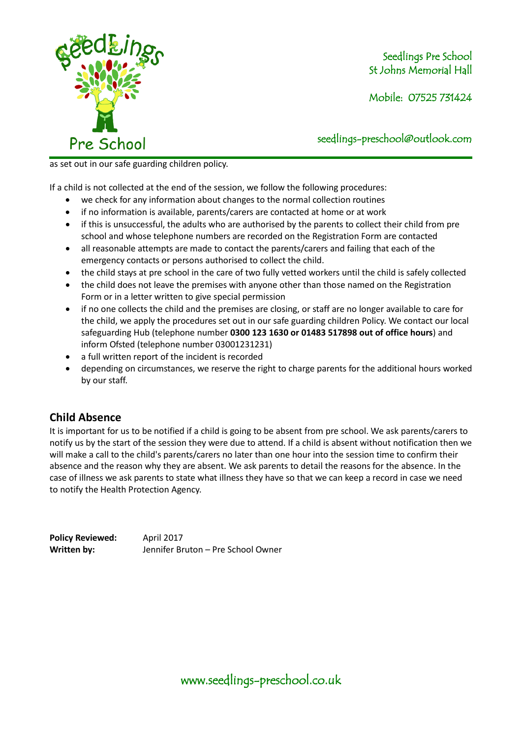as set out in our safe guarding children policy.

If a child is not collected at the end of the session, we follow the following procedures:

- we check for any information about changes to the normal collection routines
- if no information is available, parents/carers are contacted at home or at work
- if this is unsuccessful, the adults who are authorised by the parents to collect their child from pre school and whose telephone numbers are recorded on the Registration Form are contacted
- all reasonable attempts are made to contact the parents/carers and failing that each of the emergency contacts or persons authorised to collect the child.
- the child stays at pre school in the care of two fully vetted workers until the child is safely collected
- the child does not leave the premises with anyone other than those named on the Registration Form or in a letter written to give special permission
- if no one collects the child and the premises are closing, or staff are no longer available to care for the child, we apply the procedures set out in our safe guarding children Policy. We contact our local safeguarding Hub (telephone number **0300 123 1630 or 01483 517898 out of office hours**) and inform Ofsted (telephone number 03001231231)
- a full written report of the incident is recorded
- depending on circumstances, we reserve the right to charge parents for the additional hours worked by our staff.

## Child Absence

It is important for us to be notified if a child is going to be absent from pre school. We ask parents/carers to notify us by the start of the session they were due to attend. If a child is absent without notification then we will make a call to the child's parents/carers no later than one hour into the session time to confirm their absence and the reason why they are absent. We ask parents to detail the reasons for the absence. In the case of illness we ask parents to state what illness they have so that we can keep a record in case we need to notify the Health Protection Agency.

**Policy Reviewed:** April 2017
**Written by:** Jennifer Bruton – Pre School Owner